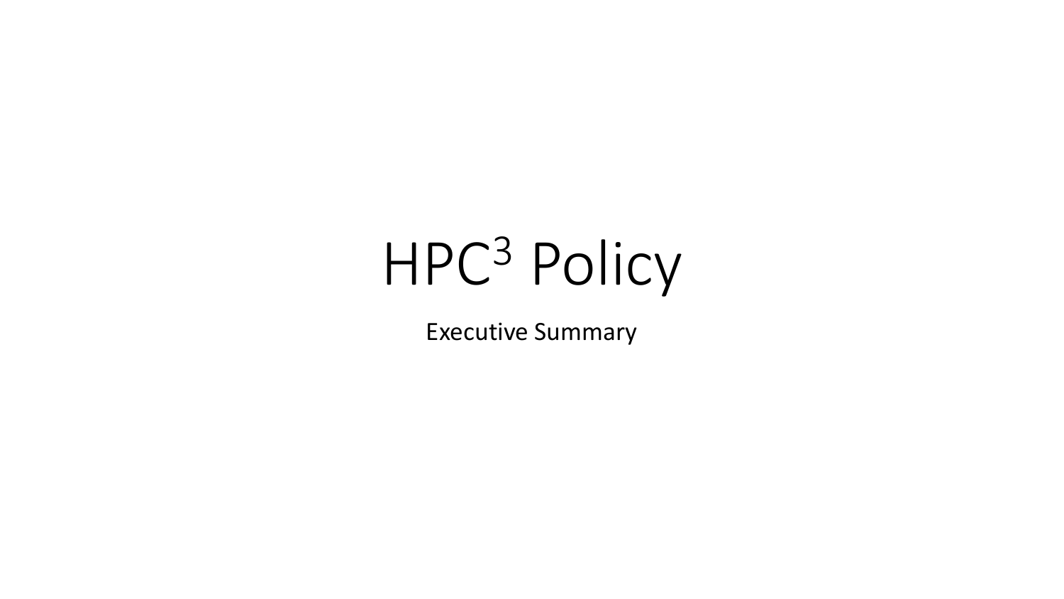# HPC$^3$ Policy

Executive Summary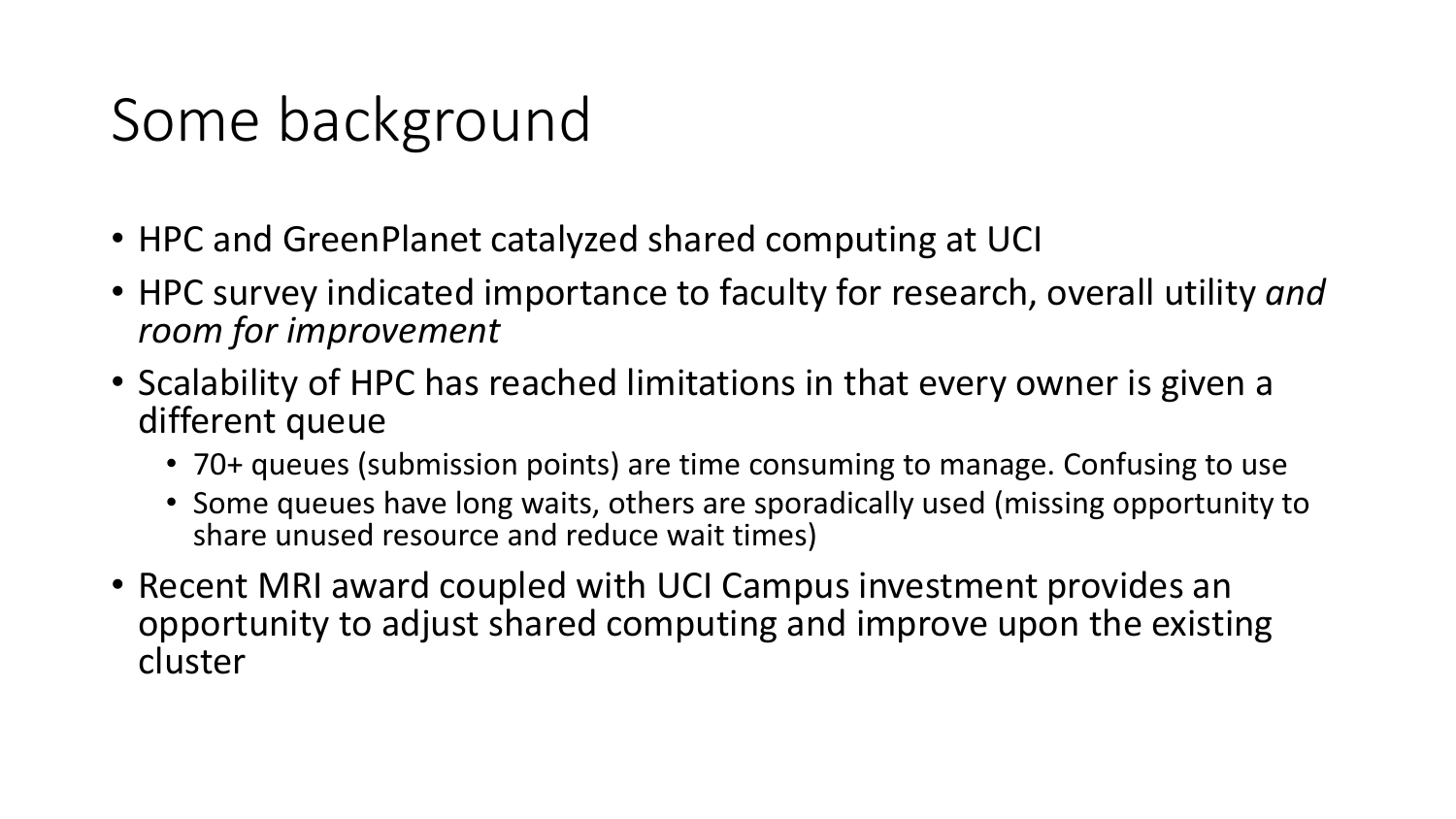# Some background

- HPC and GreenPlanet catalyzed shared computing at UCI
- HPC survey indicated importance to faculty for research, overall utility *and room for improvement*
- Scalability of HPC has reached limitations in that every owner is given a different queue
  - 70+ queues (submission points) are time consuming to manage. Confusing to use
  - Some queues have long waits, others are sporadically used (missing opportunity to share unused resource and reduce wait times)
- Recent MRI award coupled with UCI Campus investment provides an opportunity to adjust shared computing and improve upon the existing cluster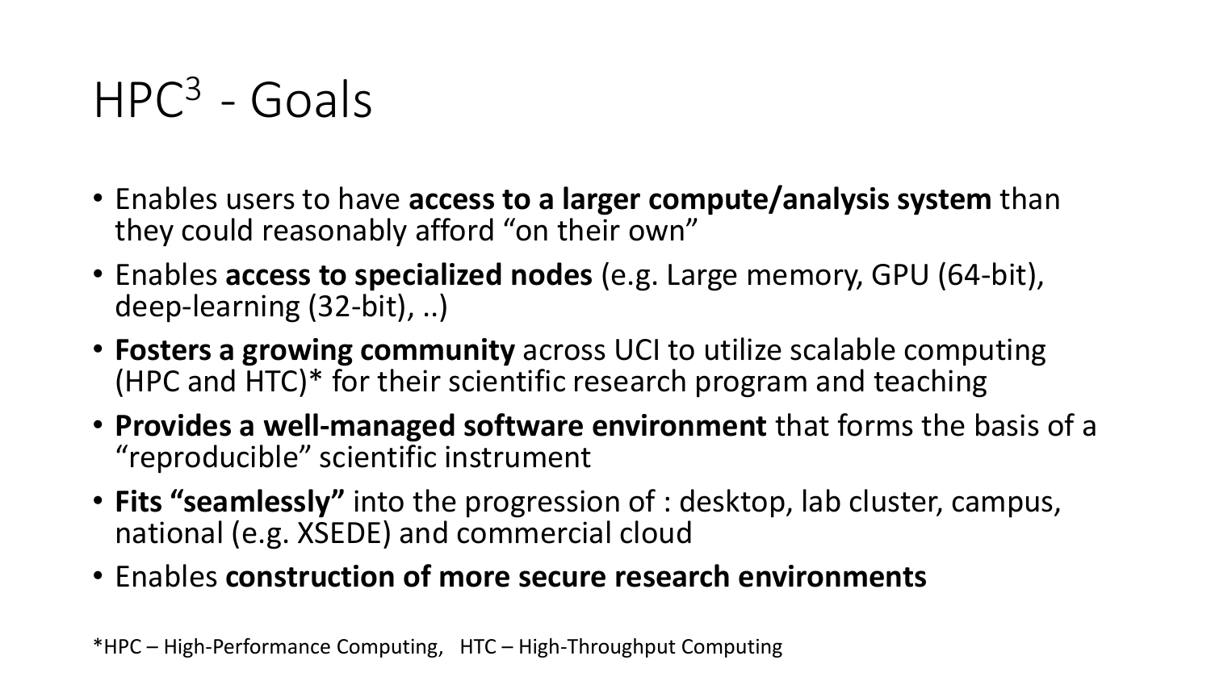# HPC$^3$ - Goals

- Enables users to have **access to a larger compute/analysis system** than they could reasonably afford "on their own"
- Enables **access to specialized nodes** (e.g. Large memory, GPU (64-bit), deep-learning (32-bit), ..)
- **Fosters a growing community** across UCI to utilize scalable computing (HPC and HTC)* for their scientific research program and teaching
- **Provides a well-managed software environment** that forms the basis of a "reproducible" scientific instrument
- **Fits "seamlessly"** into the progression of : desktop, lab cluster, campus, national (e.g. XSEDE) and commercial cloud
- Enables **construction of more secure research environments**

*HPC – High-Performance Computing,   HTC – High-Throughput Computing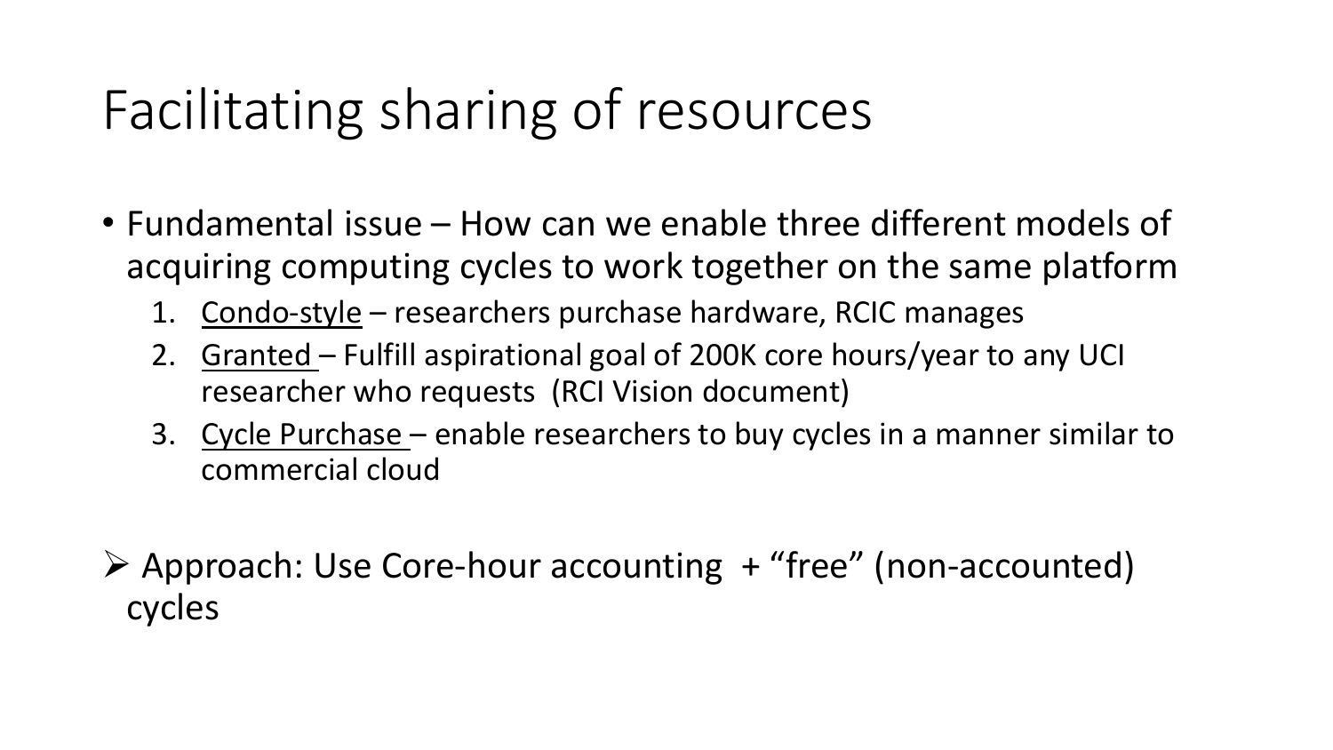# Facilitating sharing of resources

- Fundamental issue – How can we enable three different models of acquiring computing cycles to work together on the same platform
  1. <u>Condo-style</u> – researchers purchase hardware, RCIC manages
  2. <u>Granted</u> – Fulfill aspirational goal of 200K core hours/year to any UCI researcher who requests (RCI Vision document)
  3. <u>Cycle Purchase</u> – enable researchers to buy cycles in a manner similar to commercial cloud

➢ Approach: Use Core-hour accounting + “free” (non-accounted) cycles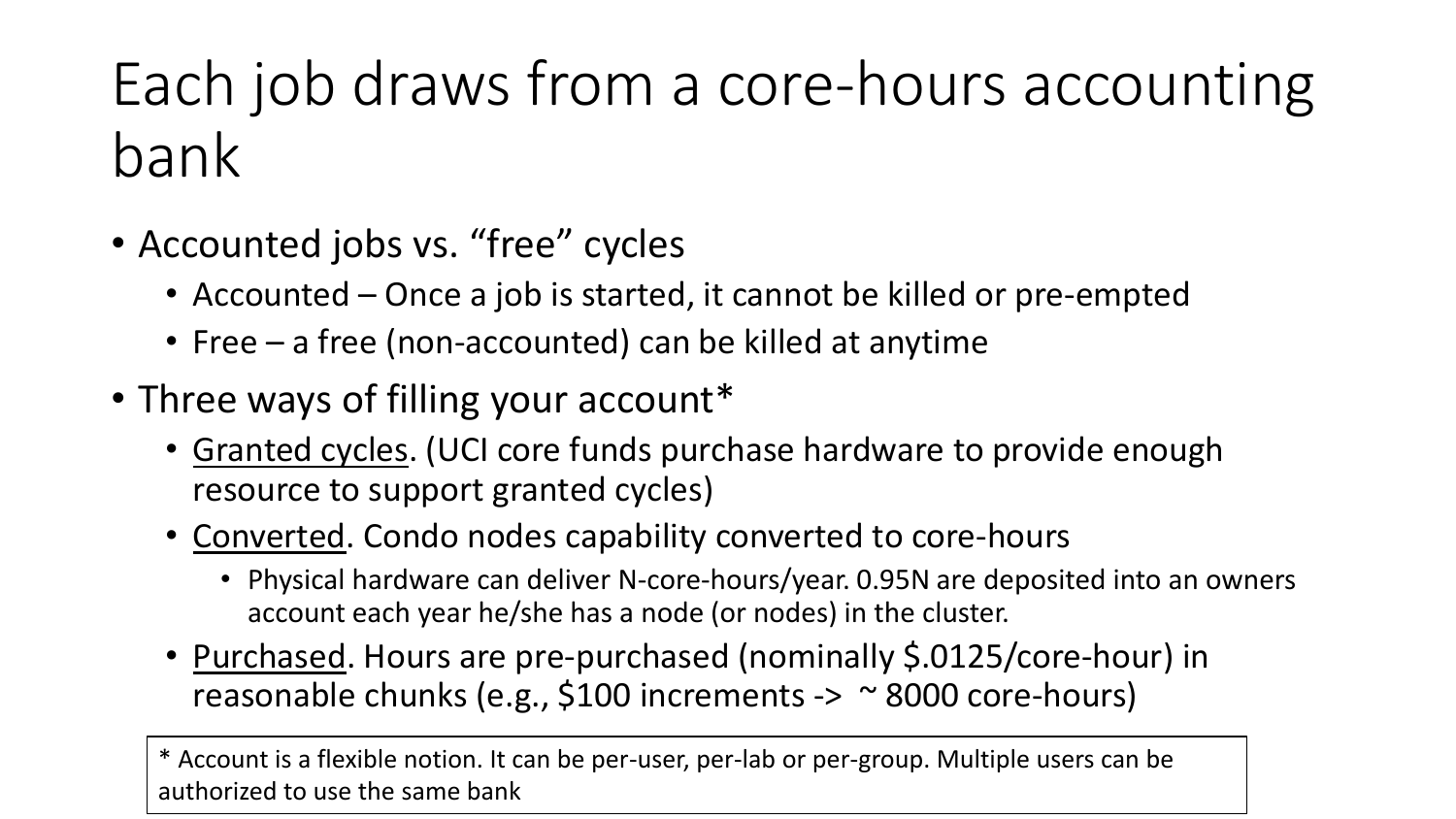# Each job draws from a core-hours accounting bank

- Accounted jobs vs. “free” cycles
  - Accounted – Once a job is started, it cannot be killed or pre-empted
  - Free – a free (non-accounted) can be killed at anytime
- Three ways of filling your account*
  - Granted cycles. (UCI core funds purchase hardware to provide enough resource to support granted cycles)
  - Converted. Condo nodes capability converted to core-hours
    - Physical hardware can deliver N-core-hours/year. 0.95N are deposited into an owners account each year he/she has a node (or nodes) in the cluster.
  - Purchased. Hours are pre-purchased (nominally $.0125/core-hour) in reasonable chunks (e.g., $100 increments -> ~ 8000 core-hours)

* Account is a flexible notion. It can be per-user, per-lab or per-group. Multiple users can be authorized to use the same bank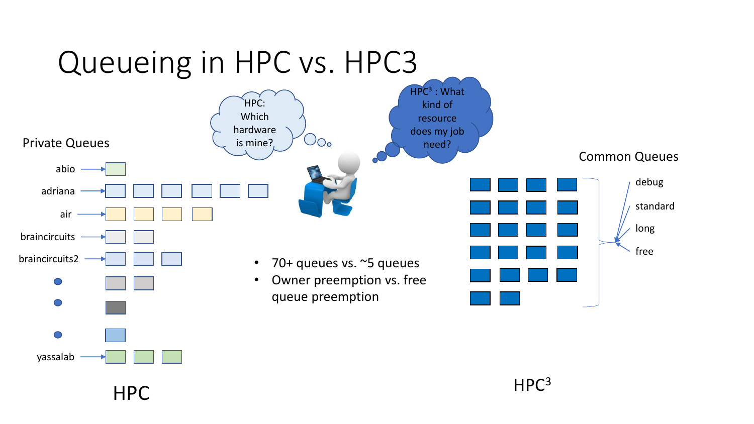# Queueing in HPC vs. HPC3

HPC: Which hardware is mine?

$HPC^3$ : What kind of resource does my job need?

Private Queues

abio

adriana

air

braincircuits

braincircuits2

yassalab

HPC

Common Queues

debug

standard

long

free

$HPC^3$

- 70+ queues vs. ~5 queues
- Owner preemption vs. free queue preemption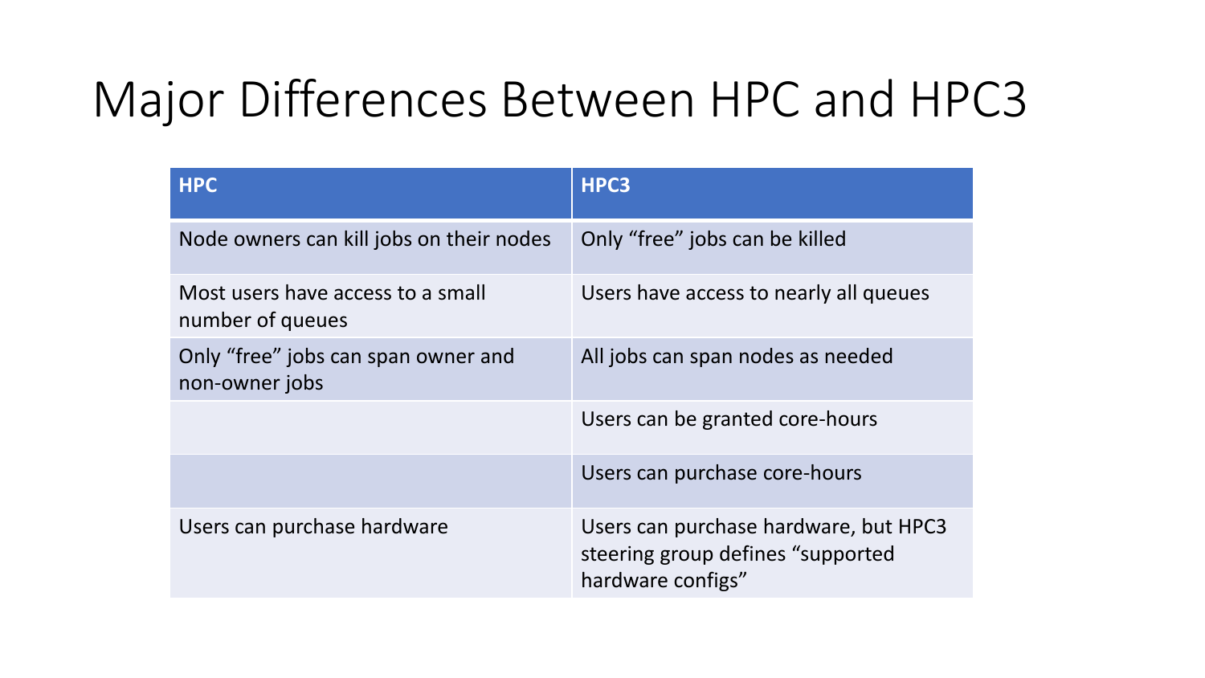# Major Differences Between HPC and HPC3

| HPC | HPC3 |
| --- | --- |
| Node owners can kill jobs on their nodes | Only "free" jobs can be killed |
| Most users have access to a small number of queues | Users have access to nearly all queues |
| Only "free" jobs can span owner and non-owner jobs | All jobs can span nodes as needed |
| | Users can be granted core-hours |
| | Users can purchase core-hours |
| Users can purchase hardware | Users can purchase hardware, but HPC3 steering group defines "supported hardware configs" |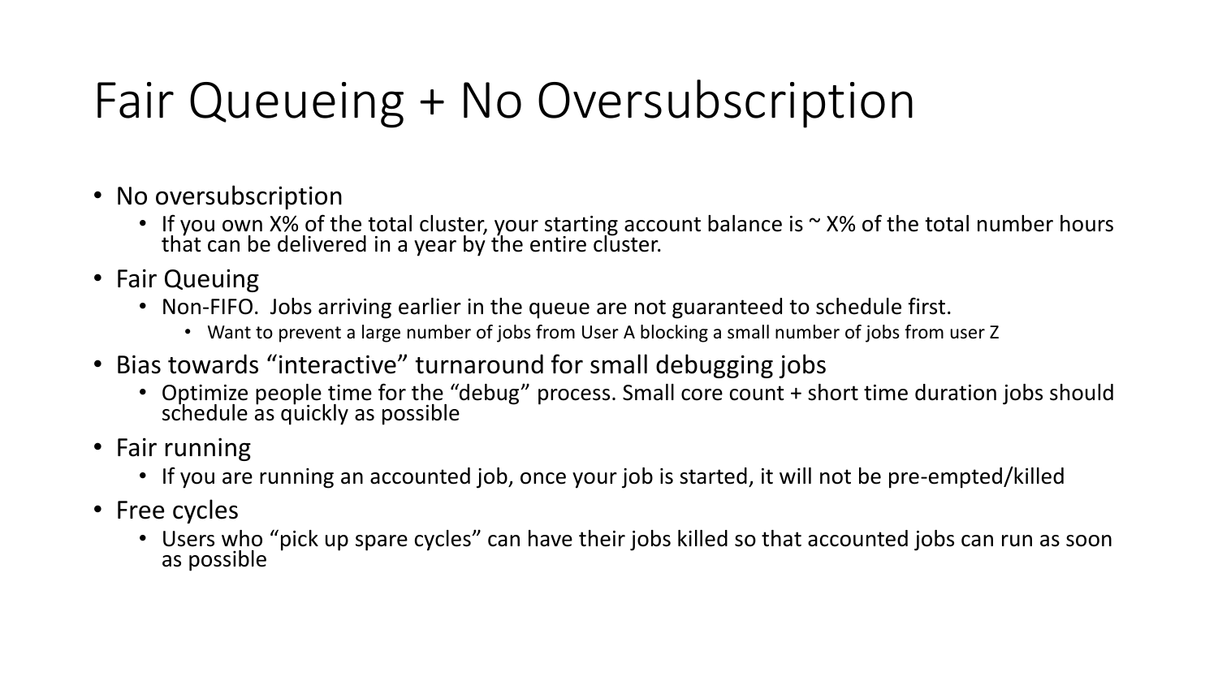# Fair Queueing + No Oversubscription

- No oversubscription
  - If you own X% of the total cluster, your starting account balance is ~ X% of the total number hours that can be delivered in a year by the entire cluster.
- Fair Queuing
  - Non-FIFO. Jobs arriving earlier in the queue are not guaranteed to schedule first.
    - Want to prevent a large number of jobs from User A blocking a small number of jobs from user Z
- Bias towards "interactive" turnaround for small debugging jobs
  - Optimize people time for the "debug" process. Small core count + short time duration jobs should schedule as quickly as possible
- Fair running
  - If you are running an accounted job, once your job is started, it will not be pre-empted/killed
- Free cycles
  - Users who "pick up spare cycles" can have their jobs killed so that accounted jobs can run as soon as possible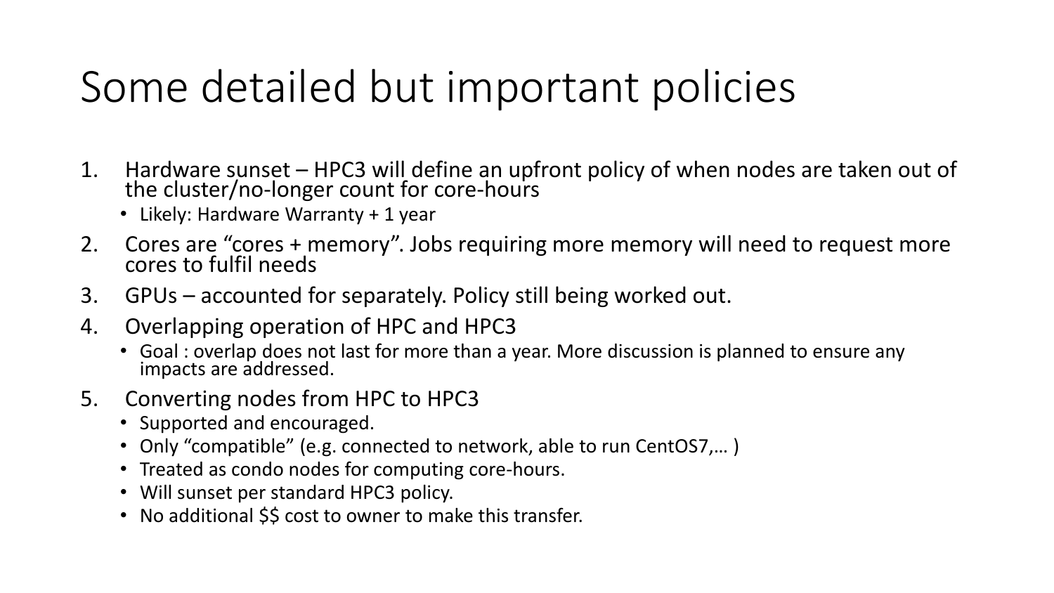# Some detailed but important policies

1. Hardware sunset – HPC3 will define an upfront policy of when nodes are taken out of the cluster/no-longer count for core-hours
   - Likely: Hardware Warranty + 1 year
2. Cores are "cores + memory". Jobs requiring more memory will need to request more cores to fulfil needs
3. GPUs – accounted for separately. Policy still being worked out.
4. Overlapping operation of HPC and HPC3
   - Goal : overlap does not last for more than a year. More discussion is planned to ensure any impacts are addressed.
5. Converting nodes from HPC to HPC3
   - Supported and encouraged.
   - Only "compatible" (e.g. connected to network, able to run CentOS7,… )
   - Treated as condo nodes for computing core-hours.
   - Will sunset per standard HPC3 policy.
   - No additional $$ cost to owner to make this transfer.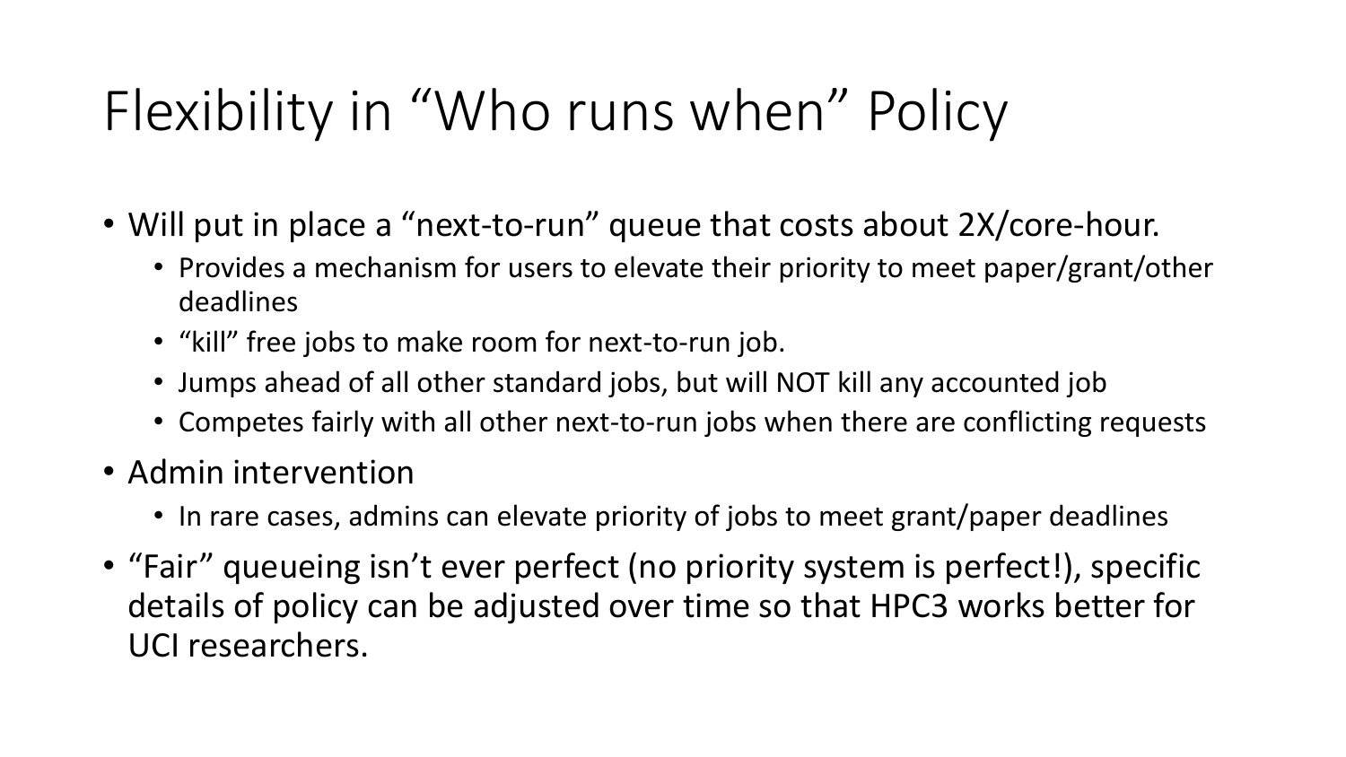# Flexibility in “Who runs when” Policy

- Will put in place a “next-to-run” queue that costs about 2X/core-hour.
  - Provides a mechanism for users to elevate their priority to meet paper/grant/other deadlines
  - “kill” free jobs to make room for next-to-run job.
  - Jumps ahead of all other standard jobs, but will NOT kill any accounted job
  - Competes fairly with all other next-to-run jobs when there are conflicting requests
- Admin intervention
  - In rare cases, admins can elevate priority of jobs to meet grant/paper deadlines
- “Fair” queueing isn’t ever perfect (no priority system is perfect!), specific details of policy can be adjusted over time so that HPC3 works better for UCI researchers.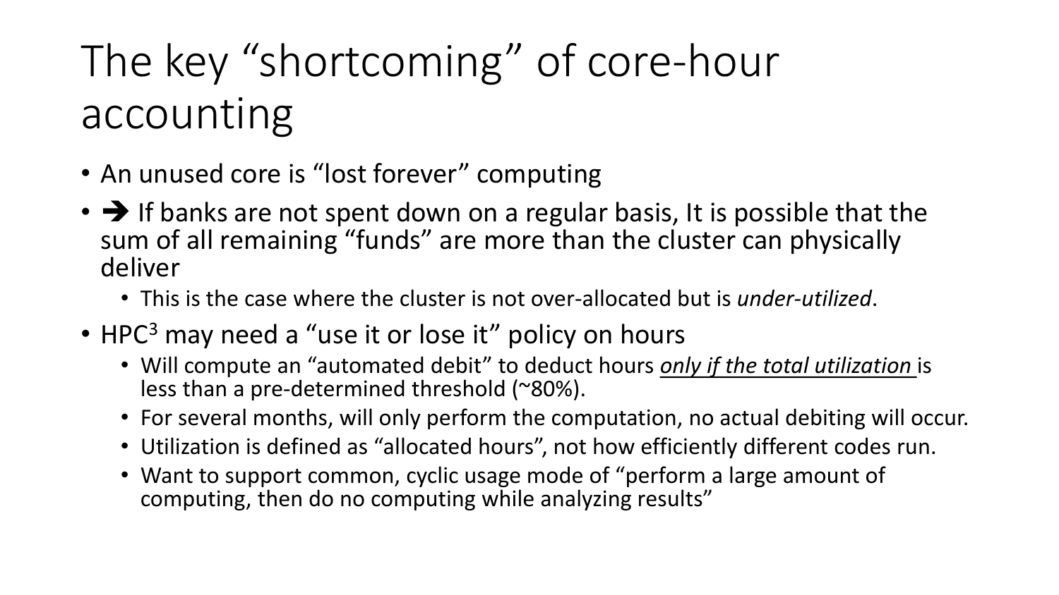# The key "shortcoming" of core-hour accounting

- An unused core is "lost forever" computing
- ➔ If banks are not spent down on a regular basis, It is possible that the sum of all remaining "funds" are more than the cluster can physically deliver
  - This is the case where the cluster is not over-allocated but is *under-utilized*.
- $HPC^3$ may need a "use it or lose it" policy on hours
  - Will compute an "automated debit" to deduct hours <u>*only if the total utilization*</u> is less than a pre-determined threshold (~80%).
  - For several months, will only perform the computation, no actual debiting will occur.
  - Utilization is defined as "allocated hours", not how efficiently different codes run.
  - Want to support common, cyclic usage mode of "perform a large amount of computing, then do no computing while analyzing results"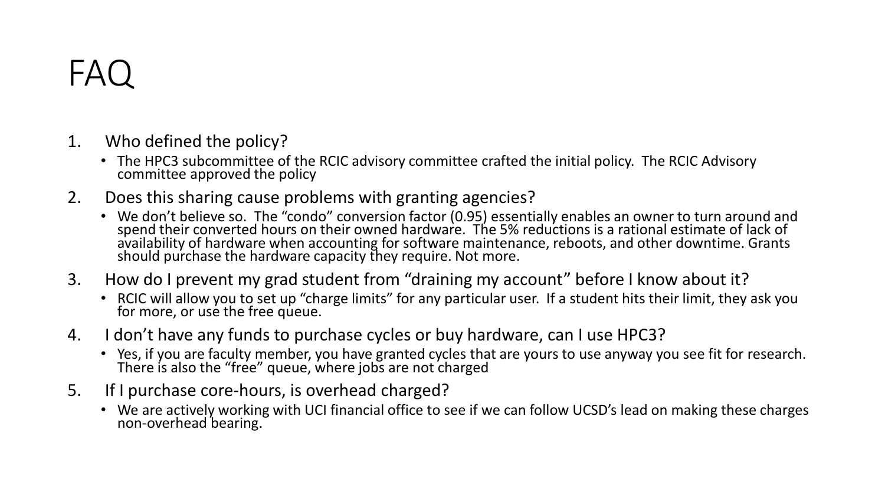# FAQ

1. Who defined the policy?
   - The HPC3 subcommittee of the RCIC advisory committee crafted the initial policy. The RCIC Advisory committee approved the policy
2. Does this sharing cause problems with granting agencies?
   - We don't believe so. The "condo" conversion factor (0.95) essentially enables an owner to turn around and spend their converted hours on their owned hardware. The 5% reductions is a rational estimate of lack of availability of hardware when accounting for software maintenance, reboots, and other downtime. Grants should purchase the hardware capacity they require. Not more.
3. How do I prevent my grad student from "draining my account" before I know about it?
   - RCIC will allow you to set up "charge limits" for any particular user. If a student hits their limit, they ask you for more, or use the free queue.
4. I don't have any funds to purchase cycles or buy hardware, can I use HPC3?
   - Yes, if you are faculty member, you have granted cycles that are yours to use anyway you see fit for research. There is also the "free" queue, where jobs are not charged
5. If I purchase core-hours, is overhead charged?
   - We are actively working with UCI financial office to see if we can follow UCSD's lead on making these charges non-overhead bearing.